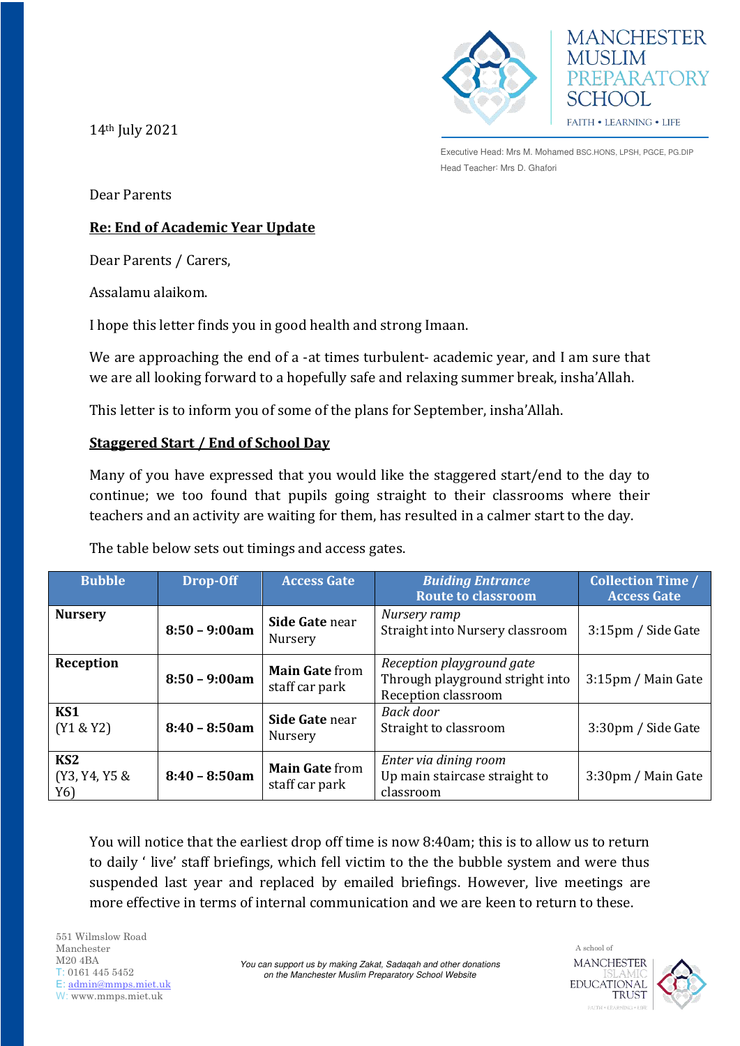MANCHESTER MUSLIM PREPARATORY SCHOOL

FAITH • LEARNING • LIFE

Executive Head: Mrs M. Mohamed BSC.HONS, LPSH, PGCE, PG.DIP

Head Teacher: Mrs D. Ghafori

14th July 2021

Dear Parents

**Re: End of Academic Year Update**

Dear Parents / Carers,

Assalamu alaikom.

I hope this letter finds you in good health and strong Imaan.

We are approaching the end of a -at times turbulent- academic year, and I am sure that we are all looking forward to a hopefully safe and relaxing summer break, insha'Allah.

This letter is to inform you of some of the plans for September, insha'Allah.

**Staggered Start / End of School Day**

Many of you have expressed that you would like the staggered start/end to the day to continue; we too found that pupils going straight to their classrooms where their teachers and an activity are waiting for them, has resulted in a calmer start to the day.

The table below sets out timings and access gates.

| Bubble | Drop-Off | Access Gate | *Buiding Entrance* Route to classroom | Collection Time / Access Gate |
|---|---|---|---|---|
| **Nursery** | **8:50 – 9:00am** | **Side Gate** near Nursery | *Nursery ramp* Straight into Nursery classroom | 3:15pm / Side Gate |
| **Reception** | **8:50 – 9:00am** | **Main Gate** from staff car park | *Reception playground gate* Through playground stright into Reception classroom | 3:15pm / Main Gate |
| **KS1** (Y1 & Y2) | **8:40 – 8:50am** | **Side Gate** near Nursery | *Back door* Straight to classroom | 3:30pm / Side Gate |
| **KS2** (Y3, Y4, Y5 & Y6) | **8:40 – 8:50am** | **Main Gate** from staff car park | *Enter via dining room* Up main staircase straight to classroom | 3:30pm / Main Gate |

You will notice that the earliest drop off time is now 8:40am; this is to allow us to return to daily ' live' staff briefings, which fell victim to the the bubble system and were thus suspended last year and replaced by emailed briefings. However, live meetings are more effective in terms of internal communication and we are keen to return to these.

551 Wilmslow Road
Manchester
M20 4BA
T: 0161 445 5452
E: admin@mmps.miet.uk
W: www.mmps.miet.uk

*You can support us by making Zakat, Sadaqah and other donations on the Manchester Muslim Preparatory School Website*

A school of MANCHESTER ISLAMIC EDUCATIONAL TRUST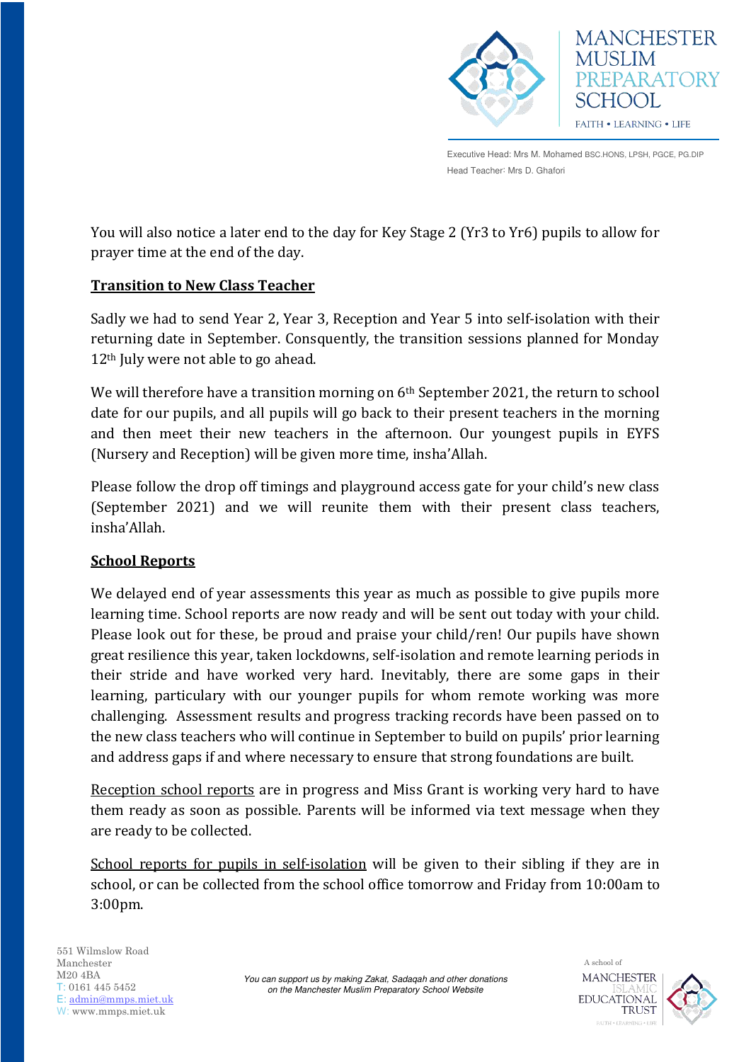You will also notice a later end to the day for Key Stage 2 (Yr3 to Yr6) pupils to allow for prayer time at the end of the day.

## Transition to New Class Teacher

Sadly we had to send Year 2, Year 3, Reception and Year 5 into self-isolation with their returning date in September. Consquently, the transition sessions planned for Monday 12th July were not able to go ahead.

We will therefore have a transition morning on 6th September 2021, the return to school date for our pupils, and all pupils will go back to their present teachers in the morning and then meet their new teachers in the afternoon. Our youngest pupils in EYFS (Nursery and Reception) will be given more time, insha'Allah.

Please follow the drop off timings and playground access gate for your child's new class (September 2021) and we will reunite them with their present class teachers, insha'Allah.

## School Reports

We delayed end of year assessments this year as much as possible to give pupils more learning time. School reports are now ready and will be sent out today with your child. Please look out for these, be proud and praise your child/ren! Our pupils have shown great resilience this year, taken lockdowns, self-isolation and remote learning periods in their stride and have worked very hard. Inevitably, there are some gaps in their learning, particulary with our younger pupils for whom remote working was more challenging. Assessment results and progress tracking records have been passed on to the new class teachers who will continue in September to build on pupils' prior learning and address gaps if and where necessary to ensure that strong foundations are built.

Reception school reports are in progress and Miss Grant is working very hard to have them ready as soon as possible. Parents will be informed via text message when they are ready to be collected.

School reports for pupils in self-isolation will be given to their sibling if they are in school, or can be collected from the school office tomorrow and Friday from 10:00am to 3:00pm.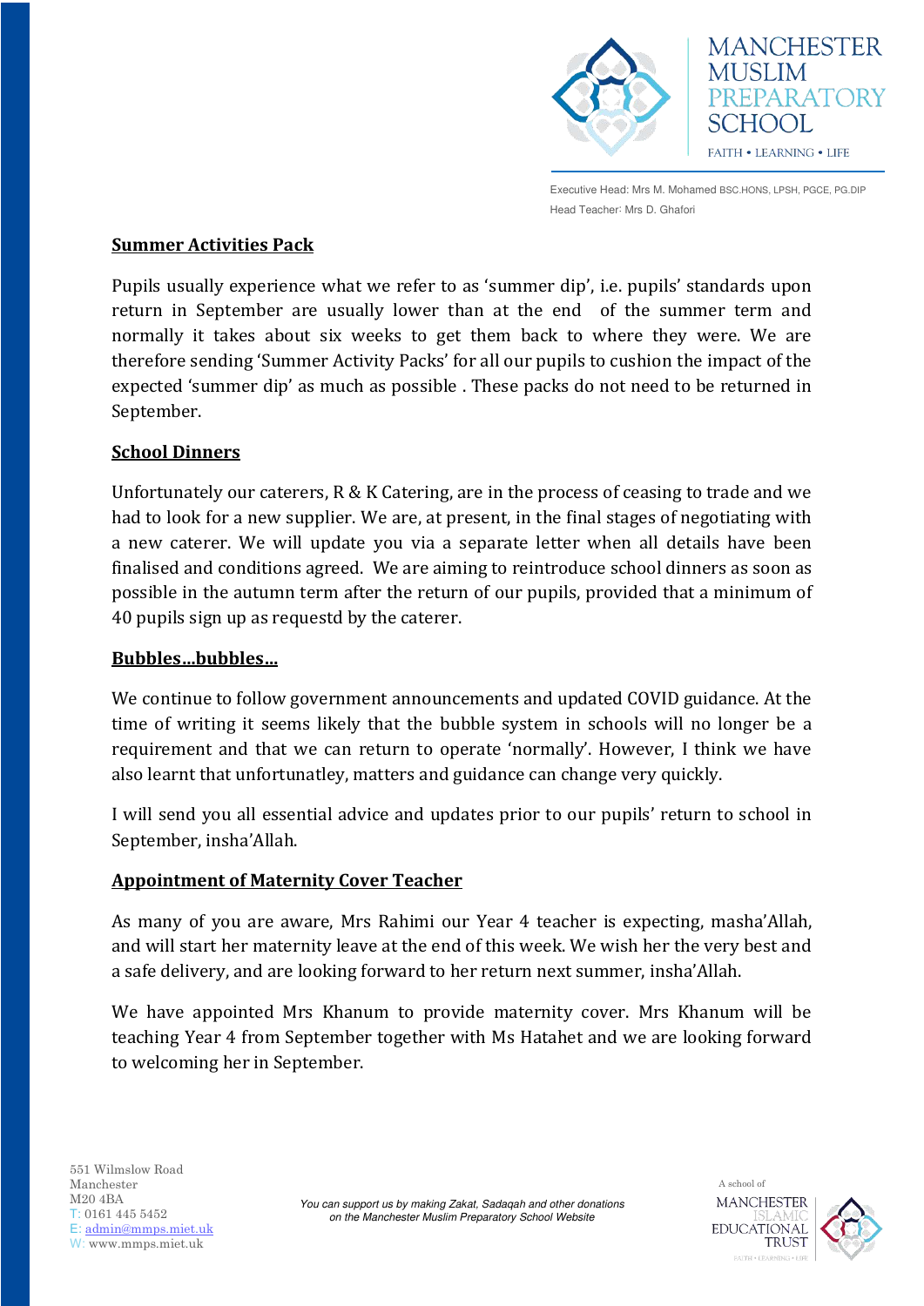## Summer Activities Pack

Pupils usually experience what we refer to as 'summer dip', i.e. pupils' standards upon return in September are usually lower than at the end of the summer term and normally it takes about six weeks to get them back to where they were. We are therefore sending 'Summer Activity Packs' for all our pupils to cushion the impact of the expected 'summer dip' as much as possible . These packs do not need to be returned in September.

## School Dinners

Unfortunately our caterers, R & K Catering, are in the process of ceasing to trade and we had to look for a new supplier. We are, at present, in the final stages of negotiating with a new caterer. We will update you via a separate letter when all details have been finalised and conditions agreed. We are aiming to reintroduce school dinners as soon as possible in the autumn term after the return of our pupils, provided that a minimum of 40 pupils sign up as requestd by the caterer.

## Bubbles...bubbles...

We continue to follow government announcements and updated COVID guidance. At the time of writing it seems likely that the bubble system in schools will no longer be a requirement and that we can return to operate 'normally'. However, I think we have also learnt that unfortunatley, matters and guidance can change very quickly.

I will send you all essential advice and updates prior to our pupils' return to school in September, insha'Allah.

## Appointment of Maternity Cover Teacher

As many of you are aware, Mrs Rahimi our Year 4 teacher is expecting, masha'Allah, and will start her maternity leave at the end of this week. We wish her the very best and a safe delivery, and are looking forward to her return next summer, insha'Allah.

We have appointed Mrs Khanum to provide maternity cover. Mrs Khanum will be teaching Year 4 from September together with Ms Hatahet and we are looking forward to welcoming her in September.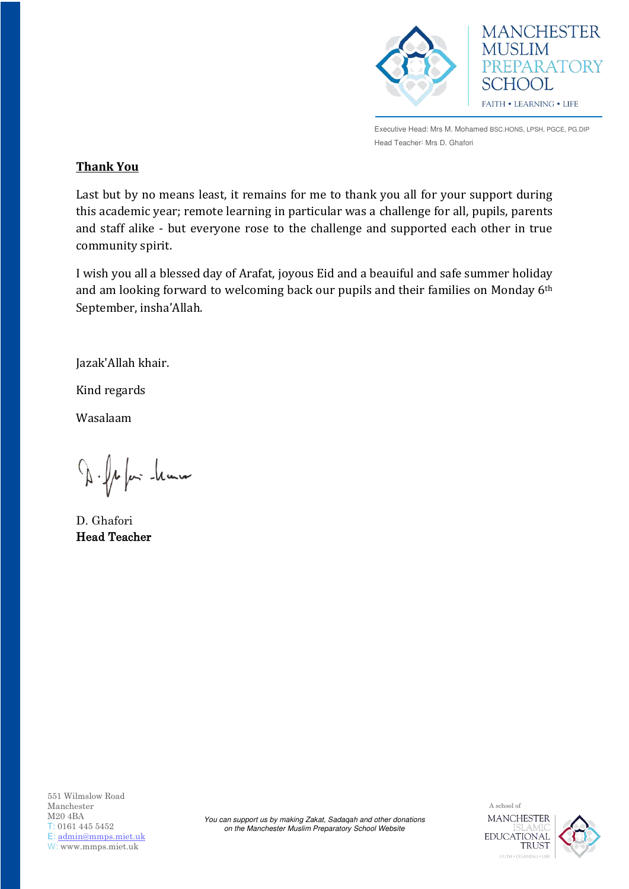Executive Head: Mrs M. Mohamed BSC.HONS, LPSH, PGCE, PG.DIP
Head Teacher: Mrs D. Ghafori

**Thank You**

Last but by no means least, it remains for me to thank you all for your support during this academic year; remote learning in particular was a challenge for all, pupils, parents and staff alike - but everyone rose to the challenge and supported each other in true community spirit.

I wish you all a blessed day of Arafat, joyous Eid and a beauiful and safe summer holiday and am looking forward to welcoming back our pupils and their families on Monday 6th September, insha'Allah.

Jazak'Allah khair.

Kind regards

Wasalaam

D. Ghafori
**Head Teacher**

551 Wilmslow Road
Manchester
M20 4BA
T: 0161 445 5452
E: admin@mmps.miet.uk
W: www.mmps.miet.uk

*You can support us by making Zakat, Sadaqah and other donations on the Manchester Muslim Preparatory School Website*

A school of MANCHESTER ISLAMIC EDUCATIONAL TRUST